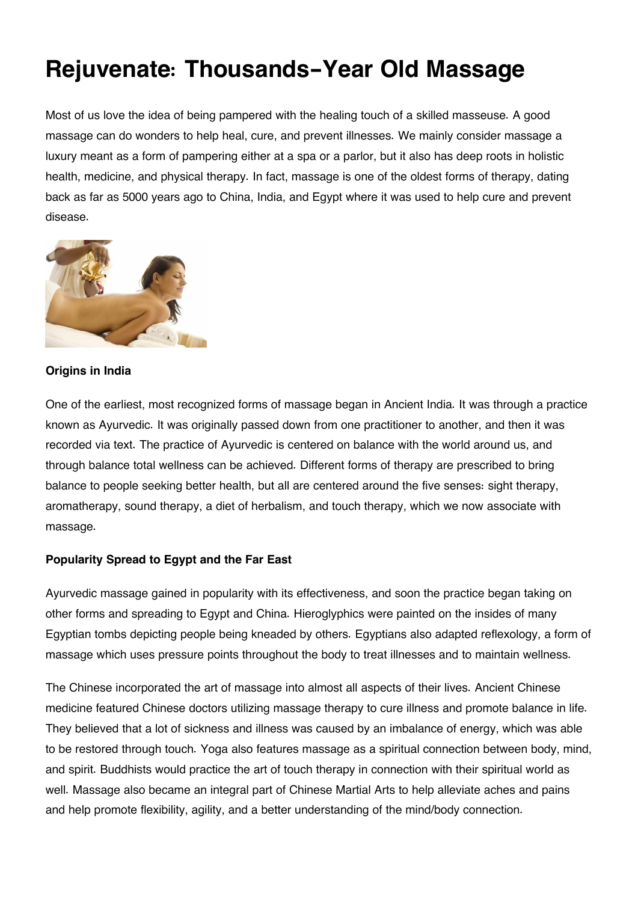# Rejuvenate: Thousands-Year Old Massage

Most of us love the idea of being pampered with the healing touch of a skilled masseuse. A good massage can do wonders to help heal, cure, and prevent illnesses. We mainly consider massage a luxury meant as a form of pampering either at a spa or a parlor, but it also has deep roots in holistic health, medicine, and physical therapy. In fact, massage is one of the oldest forms of therapy, dating back as far as 5000 years ago to China, India, and Egypt where it was used to help cure and prevent disease.

**Origins in India**

One of the earliest, most recognized forms of massage began in Ancient India. It was through a practice known as Ayurvedic. It was originally passed down from one practitioner to another, and then it was recorded via text. The practice of Ayurvedic is centered on balance with the world around us, and through balance total wellness can be achieved. Different forms of therapy are prescribed to bring balance to people seeking better health, but all are centered around the five senses: sight therapy, aromatherapy, sound therapy, a diet of herbalism, and touch therapy, which we now associate with massage.

**Popularity Spread to Egypt and the Far East**

Ayurvedic massage gained in popularity with its effectiveness, and soon the practice began taking on other forms and spreading to Egypt and China. Hieroglyphics were painted on the insides of many Egyptian tombs depicting people being kneaded by others. Egyptians also adapted reflexology, a form of massage which uses pressure points throughout the body to treat illnesses and to maintain wellness.

The Chinese incorporated the art of massage into almost all aspects of their lives. Ancient Chinese medicine featured Chinese doctors utilizing massage therapy to cure illness and promote balance in life. They believed that a lot of sickness and illness was caused by an imbalance of energy, which was able to be restored through touch. Yoga also features massage as a spiritual connection between body, mind, and spirit. Buddhists would practice the art of touch therapy in connection with their spiritual world as well. Massage also became an integral part of Chinese Martial Arts to help alleviate aches and pains and help promote flexibility, agility, and a better understanding of the mind/body connection.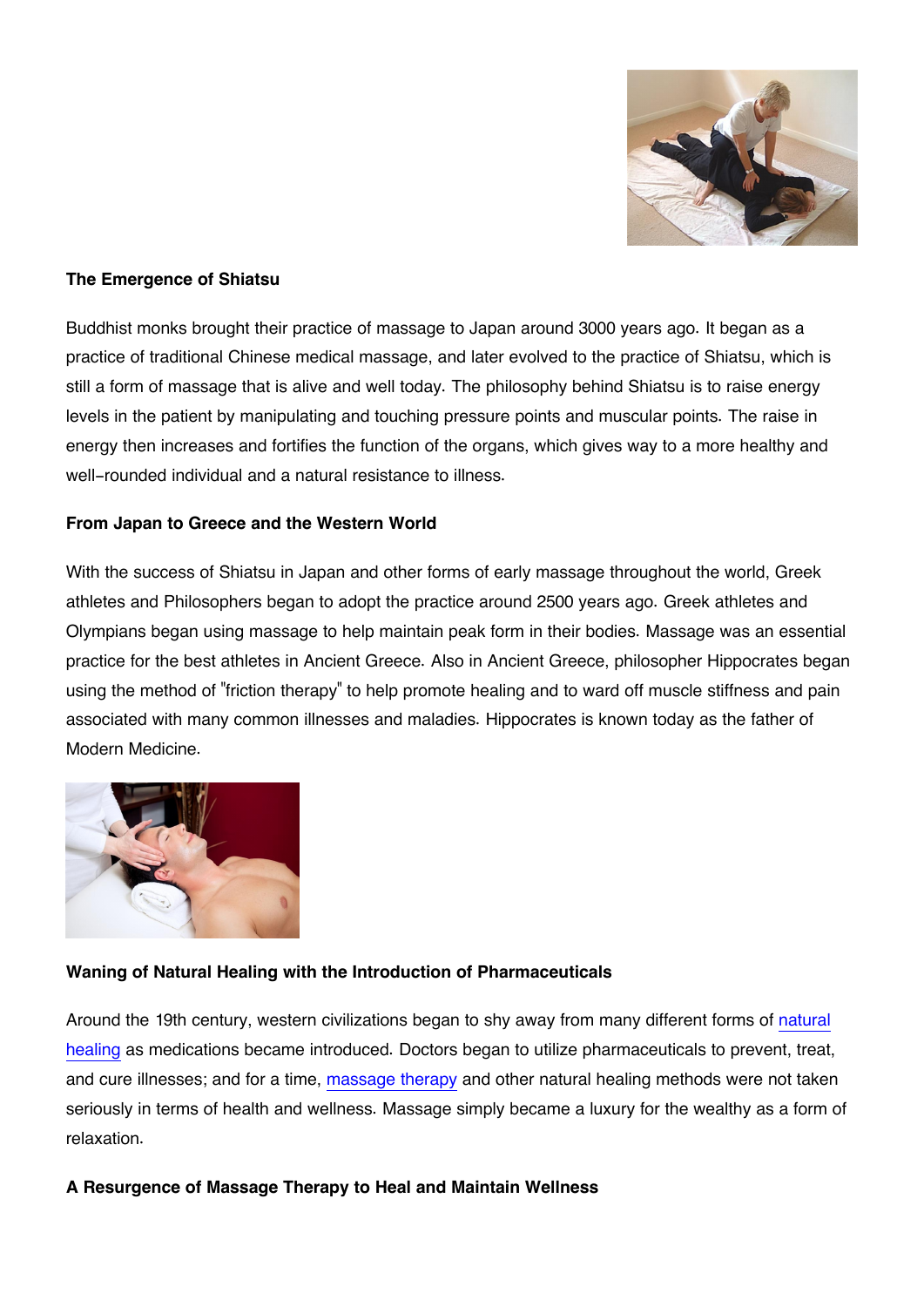**The Emergence of Shiatsu**

Buddhist monks brought their practice of massage to Japan around 3000 years ago. It began as a practice of traditional Chinese medical massage, and later evolved to the practice of Shiatsu, which is still a form of massage that is alive and well today. The philosophy behind Shiatsu is to raise energy levels in the patient by manipulating and touching pressure points and muscular points. The raise in energy then increases and fortifies the function of the organs, which gives way to a more healthy and well-rounded individual and a natural resistance to illness.

**From Japan to Greece and the Western World**

With the success of Shiatsu in Japan and other forms of early massage throughout the world, Greek athletes and Philosophers began to adopt the practice around 2500 years ago. Greek athletes and Olympians began using massage to help maintain peak form in their bodies. Massage was an essential practice for the best athletes in Ancient Greece. Also in Ancient Greece, philosopher Hippocrates began using the method of "friction therapy" to help promote healing and to ward off muscle stiffness and pain associated with many common illnesses and maladies. Hippocrates is known today as the father of Modern Medicine.

**Waning of Natural Healing with the Introduction of Pharmaceuticals**

Around the 19th century, western civilizations began to shy away from many different forms of natural healing as medications became introduced. Doctors began to utilize pharmaceuticals to prevent, treat, and cure illnesses; and for a time, massage therapy and other natural healing methods were not taken seriously in terms of health and wellness. Massage simply became a luxury for the wealthy as a form of relaxation.

**A Resurgence of Massage Therapy to Heal and Maintain Wellness**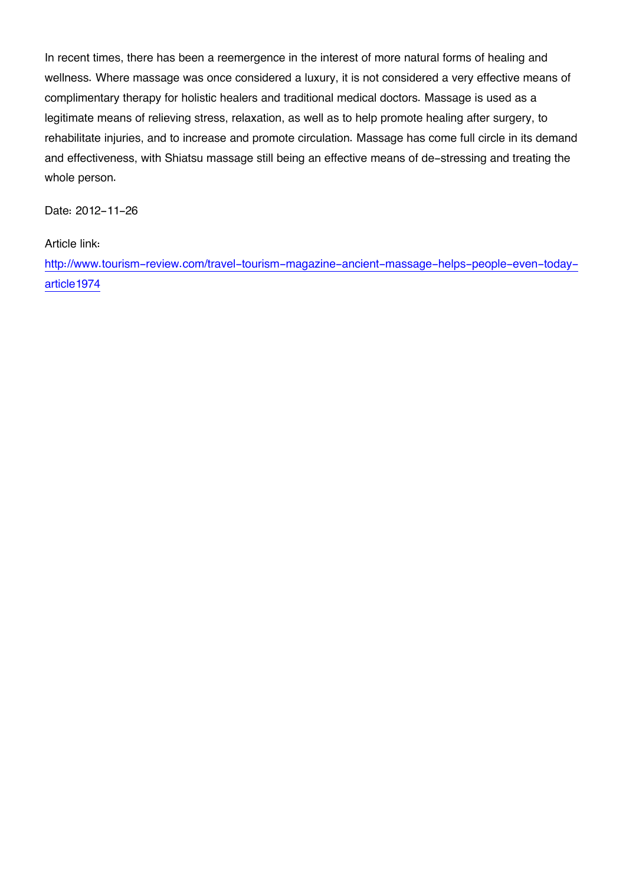In recent times, there has been a reemergence in the interest of more natural forms of healing and wellness. Where massage was once considered a luxury, it is not considered a very effective means of complimentary therapy for holistic healers and traditional medical doctors. Massage is used as a legitimate means of relieving stress, relaxation, as well as to help promote healing after surgery, to rehabilitate injuries, and to increase and promote circulation. Massage has come full circle in its demand and effectiveness, with Shiatsu massage still being an effective means of de-stressing and treating the whole person.

Date: 2012-11-26

Article link:
[http://www.tourism-review.com/travel-tourism-magazine-ancient-massage-helps-people-even-today-article1974](http://www.tourism-review.com/travel-tourism-magazine-ancient-massage-helps-people-even-today-article1974)